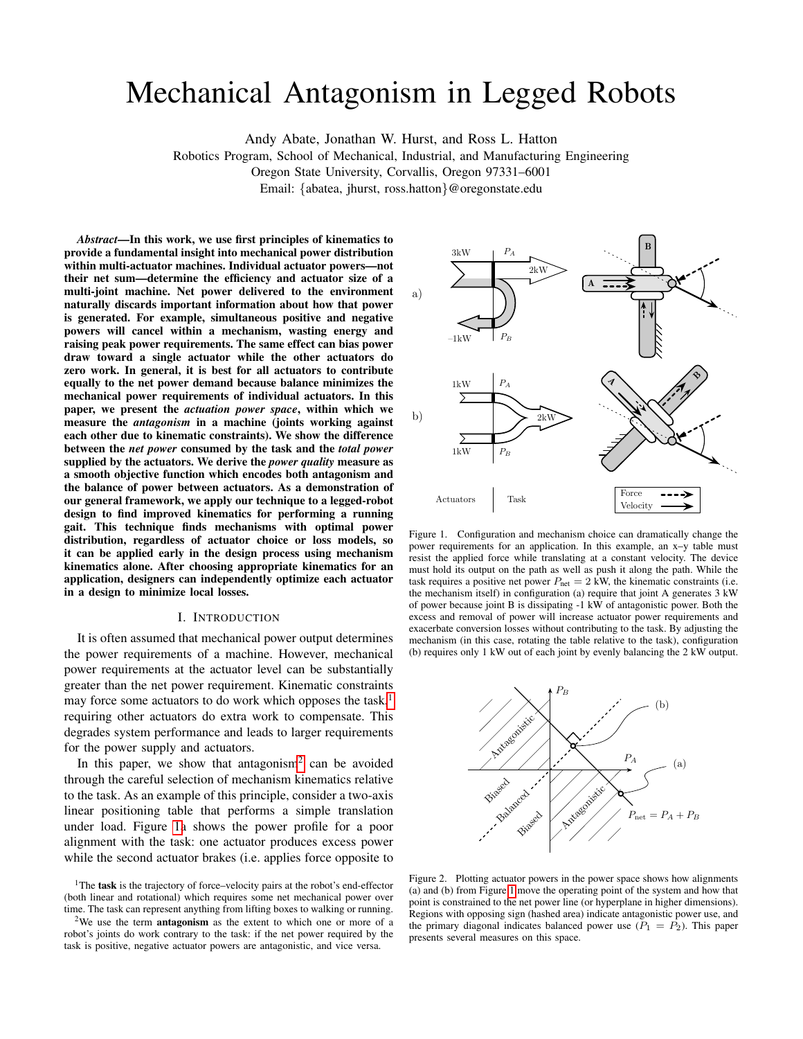# Mechanical Antagonism in Legged Robots

Andy Abate, Jonathan W. Hurst, and Ross L. Hatton
Robotics Program, School of Mechanical, Industrial, and Manufacturing Engineering
Oregon State University, Corvallis, Oregon 97331–6001
Email: {abatea, jhurst, ross.hatton}@oregonstate.edu

***Abstract*—In this work, we use first principles of kinematics to provide a fundamental insight into mechanical power distribution within multi-actuator machines. Individual actuator powers—not their net sum—determine the efficiency and actuator size of a multi-joint machine. Net power delivered to the environment naturally discards important information about how that power is generated. For example, simultaneous positive and negative powers will cancel within a mechanism, wasting energy and raising peak power requirements. The same effect can bias power draw toward a single actuator while the other actuators do zero work. In general, it is best for all actuators to contribute equally to the net power demand because balance minimizes the mechanical power requirements of individual actuators. In this paper, we present the *actuation power space*, within which we measure the *antagonism* in a machine (joints working against each other due to kinematic constraints). We show the difference between the *net power* consumed by the task and the *total power* supplied by the actuators. We derive the *power quality* measure as a smooth objective function which encodes both antagonism and the balance of power between actuators. As a demonstration of our general framework, we apply our technique to a legged-robot design to find improved kinematics for performing a running gait. This technique finds mechanisms with optimal power distribution, regardless of actuator choice or loss models, so it can be applied early in the design process using mechanism kinematics alone. After choosing appropriate kinematics for an application, designers can independently optimize each actuator in a design to minimize local losses.**

## I. Introduction

It is often assumed that mechanical power output determines the power requirements of a machine. However, mechanical power requirements at the actuator level can be substantially greater than the net power requirement. Kinematic constraints may force some actuators to do work which opposes the task,[1] requiring other actuators do extra work to compensate. This degrades system performance and leads to larger requirements for the power supply and actuators.

In this paper, we show that antagonism[2] can be avoided through the careful selection of mechanism kinematics relative to the task. As an example of this principle, consider a two-axis linear positioning table that performs a simple translation under load. Figure 1a shows the power profile for a poor alignment with the task: one actuator produces excess power while the second actuator brakes (i.e. applies force opposite to

[1]The **task** is the trajectory of force–velocity pairs at the robot's end-effector (both linear and rotational) which requires some net mechanical power over time. The task can represent anything from lifting boxes to walking or running.

[2]We use the term **antagonism** as the extent to which one or more of a robot's joints do work contrary to the task: if the net power required by the task is positive, negative actuator powers are antagonistic, and vice versa.

Figure 1. Configuration and mechanism choice can dramatically change the power requirements for an application. In this example, an x–y table must resist the applied force while translating at a constant velocity. The device must hold its output on the path as well as push it along the path. While the task requires a positive net power $P_{\text{net}} = 2$ kW, the kinematic constraints (i.e. the mechanism itself) in configuration (a) require that joint A generates 3 kW of power because joint B is dissipating -1 kW of antagonistic power. Both the excess and removal of power will increase actuator power requirements and exacerbate conversion losses without contributing to the task. By adjusting the mechanism (in this case, rotating the table relative to the task), configuration (b) requires only 1 kW out of each joint by evenly balancing the 2 kW output.

Figure 2. Plotting actuator powers in the power space shows how alignments (a) and (b) from Figure 1 move the operating point of the system and how that point is constrained to the net power line (or hyperplane in higher dimensions). Regions with opposing sign (hashed area) indicate antagonistic power use, and the primary diagonal indicates balanced power use ($P_1 = P_2$). This paper presents several measures on this space.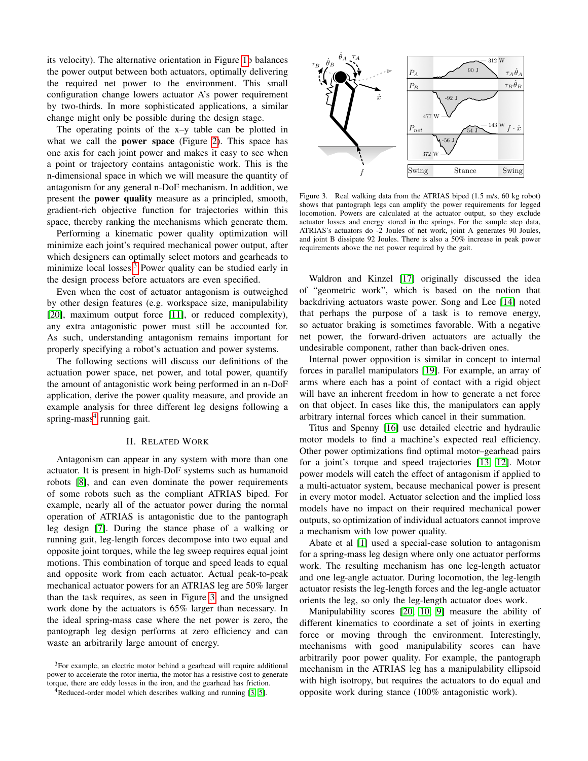its velocity). The alternative orientation in Figure 1b balances the power output between both actuators, optimally delivering the required net power to the environment. This small configuration change lowers actuator A's power requirement by two-thirds. In more sophisticated applications, a similar change might only be possible during the design stage.

The operating points of the x–y table can be plotted in what we call the **power space** (Figure 2). This space has one axis for each joint power and makes it easy to see when a point or trajectory contains antagonistic work. This is the n-dimensional space in which we will measure the quantity of antagonism for any general n-DoF mechanism. In addition, we present the **power quality** measure as a principled, smooth, gradient-rich objective function for trajectories within this space, thereby ranking the mechanisms which generate them.

Performing a kinematic power quality optimization will minimize each joint's required mechanical power output, after which designers can optimally select motors and gearheads to minimize local losses.[3] Power quality can be studied early in the design process before actuators are even specified.

Even when the cost of actuator antagonism is outweighed by other design features (e.g. workspace size, manipulability [20], maximum output force [11], or reduced complexity), any extra antagonistic power must still be accounted for. As such, understanding antagonism remains important for properly specifying a robot's actuation and power systems.

The following sections will discuss our definitions of the actuation power space, net power, and total power, quantify the amount of antagonistic work being performed in an n-DoF application, derive the power quality measure, and provide an example analysis for three different leg designs following a spring-mass[4] running gait.

## II. Related Work

Antagonism can appear in any system with more than one actuator. It is present in high-DoF systems such as humanoid robots [8], and can even dominate the power requirements of some robots such as the compliant ATRIAS biped. For example, nearly all of the actuator power during the normal operation of ATRIAS is antagonistic due to the pantograph leg design [7]. During the stance phase of a walking or running gait, leg-length forces decompose into two equal and opposite joint torques, while the leg sweep requires equal joint motions. This combination of torque and speed leads to equal and opposite work from each actuator. Actual peak-to-peak mechanical actuator powers for an ATRIAS leg are 50% larger than the task requires, as seen in Figure 3, and the unsigned work done by the actuators is 65% larger than necessary. In the ideal spring-mass case where the net power is zero, the pantograph leg design performs at zero efficiency and can waste an arbitrarily large amount of energy.

[3] For example, an electric motor behind a gearhead will require additional power to accelerate the rotor inertia, the motor has a resistive cost to generate torque, there are eddy losses in the iron, and the gearhead has friction.

[4] Reduced-order model which describes walking and running [3, 5].

Figure 3. Real walking data from the ATRIAS biped (1.5 m/s, 60 kg robot) shows that pantograph legs can amplify the power requirements for legged locomotion. Powers are calculated at the actuator output, so they exclude actuator losses and energy stored in the springs. For the sample step data, ATRIAS's actuators do -2 Joules of net work, joint A generates 90 Joules, and joint B dissipate 92 Joules. There is also a 50% increase in peak power requirements above the net power required by the gait.

Waldron and Kinzel [17] originally discussed the idea of "geometric work", which is based on the notion that backdriving actuators waste power. Song and Lee [14] noted that perhaps the purpose of a task is to remove energy, so actuator braking is sometimes favorable. With a negative net power, the forward-driven actuators are actually the undesirable component, rather than back-driven ones.

Internal power opposition is similar in concept to internal forces in parallel manipulators [19]. For example, an array of arms where each has a point of contact with a rigid object will have an inherent freedom in how to generate a net force on that object. In cases like this, the manipulators can apply arbitrary internal forces which cancel in their summation.

Titus and Spenny [16] use detailed electric and hydraulic motor models to find a machine's expected real efficiency. Other power optimizations find optimal motor–gearhead pairs for a joint's torque and speed trajectories [13, 12]. Motor power models will catch the effect of antagonism if applied to a multi-actuator system, because mechanical power is present in every motor model. Actuator selection and the implied loss models have no impact on their required mechanical power outputs, so optimization of individual actuators cannot improve a mechanism with low power quality.

Abate et al [1] used a special-case solution to antagonism for a spring-mass leg design where only one actuator performs work. The resulting mechanism has one leg-length actuator and one leg-angle actuator. During locomotion, the leg-length actuator resists the leg-length forces and the leg-angle actuator orients the leg, so only the leg-length actuator does work.

Manipulability scores [20, 10, 9] measure the ability of different kinematics to coordinate a set of joints in exerting force or moving through the environment. Interestingly, mechanisms with good manipulability scores can have arbitrarily poor power quality. For example, the pantograph mechanism in the ATRIAS leg has a manipulability ellipsoid with high isotropy, but requires the actuators to do equal and opposite work during stance (100% antagonistic work).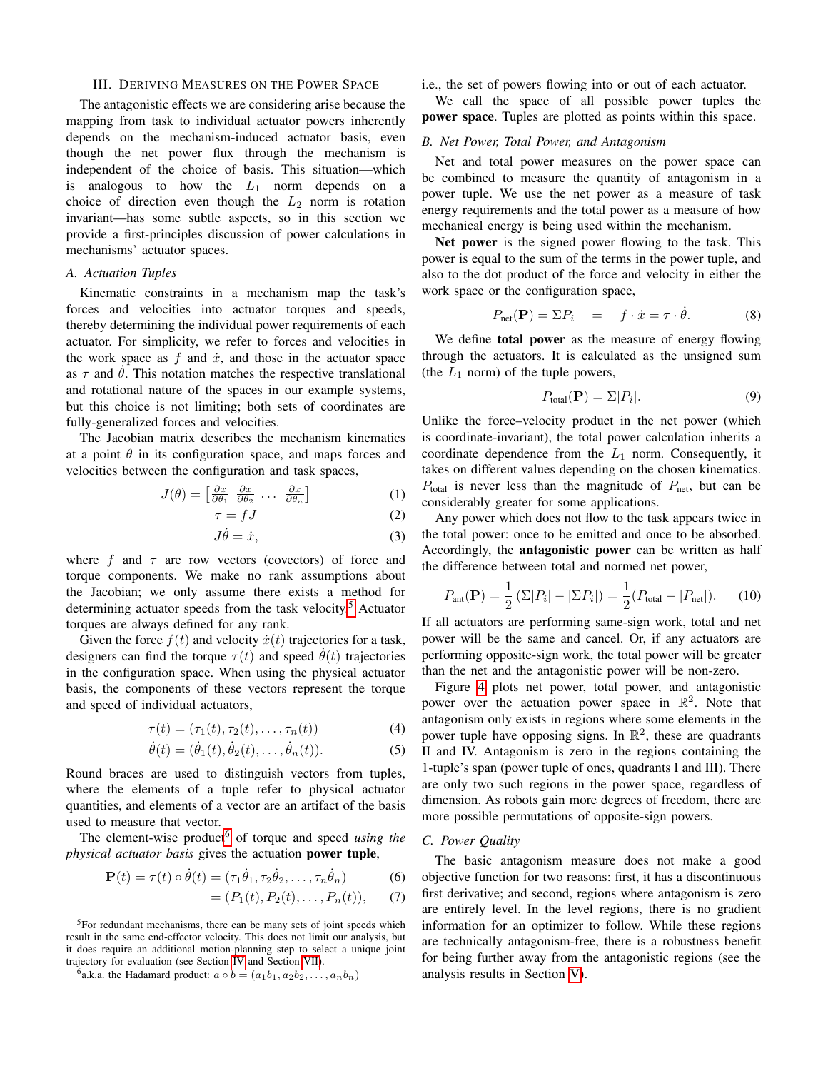## III. Deriving Measures on the Power Space

The antagonistic effects we are considering arise because the mapping from task to individual actuator powers inherently depends on the mechanism-induced actuator basis, even though the net power flux through the mechanism is independent of the choice of basis. This situation—which is analogous to how the $L_1$ norm depends on a choice of direction even though the $L_2$ norm is rotation invariant—has some subtle aspects, so in this section we provide a first-principles discussion of power calculations in mechanisms' actuator spaces.

### A. Actuation Tuples

Kinematic constraints in a mechanism map the task's forces and velocities into actuator torques and speeds, thereby determining the individual power requirements of each actuator. For simplicity, we refer to forces and velocities in the work space as $f$ and $\dot{x}$, and those in the actuator space as $\tau$ and $\dot{\theta}$. This notation matches the respective translational and rotational nature of the spaces in our example systems, but this choice is not limiting; both sets of coordinates are fully-generalized forces and velocities.

The Jacobian matrix describes the mechanism kinematics at a point $\theta$ in its configuration space, and maps forces and velocities between the configuration and task spaces,

$$J(\theta) = \begin{bmatrix} \frac{\partial x}{\partial \theta_1} & \frac{\partial x}{\partial \theta_2} & \cdots & \frac{\partial x}{\partial \theta_n} \end{bmatrix} \tag{1}$$

$$\tau = fJ \tag{2}$$

$$J\dot{\theta} = \dot{x}, \tag{3}$$

where $f$ and $\tau$ are row vectors (covectors) of force and torque components. We make no rank assumptions about the Jacobian; we only assume there exists a method for determining actuator speeds from the task velocity.[5] Actuator torques are always defined for any rank.

Given the force $f(t)$ and velocity $\dot{x}(t)$ trajectories for a task, designers can find the torque $\tau(t)$ and speed $\dot{\theta}(t)$ trajectories in the configuration space. When using the physical actuator basis, the components of these vectors represent the torque and speed of individual actuators,

$$\tau(t) = (\tau_1(t), \tau_2(t), \ldots, \tau_n(t)) \tag{4}$$

$$\dot{\theta}(t) = (\dot{\theta}_1(t), \dot{\theta}_2(t), \ldots, \dot{\theta}_n(t)). \tag{5}$$

Round braces are used to distinguish vectors from tuples, where the elements of a tuple refer to physical actuator quantities, and elements of a vector are an artifact of the basis used to measure that vector.

The element-wise product[6] of torque and speed *using the physical actuator basis* gives the actuation **power tuple**,

$$\mathbf{P}(t) = \tau(t) \circ \dot{\theta}(t) = (\tau_1\dot{\theta}_1, \tau_2\dot{\theta}_2, \ldots, \tau_n\dot{\theta}_n) \tag{6}$$

$$= (P_1(t), P_2(t), \ldots, P_n(t)), \tag{7}$$

i.e., the set of powers flowing into or out of each actuator.

We call the space of all possible power tuples the **power space**. Tuples are plotted as points within this space.

### B. Net Power, Total Power, and Antagonism

Net and total power measures on the power space can be combined to measure the quantity of antagonism in a power tuple. We use the net power as a measure of task energy requirements and the total power as a measure of how mechanical energy is being used within the mechanism.

**Net power** is the signed power flowing to the task. This power is equal to the sum of the terms in the power tuple, and also to the dot product of the force and velocity in either the work space or the configuration space,

$$P_{\text{net}}(\mathbf{P}) = \Sigma P_i \quad = \quad f \cdot \dot{x} = \tau \cdot \dot{\theta}. \tag{8}$$

We define **total power** as the measure of energy flowing through the actuators. It is calculated as the unsigned sum (the $L_1$ norm) of the tuple powers,

$$P_{\text{total}}(\mathbf{P}) = \Sigma |P_i|. \tag{9}$$

Unlike the force–velocity product in the net power (which is coordinate-invariant), the total power calculation inherits a coordinate dependence from the $L_1$ norm. Consequently, it takes on different values depending on the chosen kinematics. $P_{\text{total}}$ is never less than the magnitude of $P_{\text{net}}$, but can be considerably greater for some applications.

Any power which does not flow to the task appears twice in the total power: once to be emitted and once to be absorbed. Accordingly, the **antagonistic power** can be written as half the difference between total and normed net power,

$$P_{\text{ant}}(\mathbf{P}) = \frac{1}{2}\left(\Sigma|P_i| - |\Sigma P_i|\right) = \frac{1}{2}(P_{\text{total}} - |P_{\text{net}}|). \tag{10}$$

If all actuators are performing same-sign work, total and net power will be the same and cancel. Or, if any actuators are performing opposite-sign work, the total power will be greater than the net and the antagonistic power will be non-zero.

Figure 4 plots net power, total power, and antagonistic power over the actuation power space in $\mathbb{R}^2$. Note that antagonism only exists in regions where some elements in the power tuple have opposing signs. In $\mathbb{R}^2$, these are quadrants II and IV. Antagonism is zero in the regions containing the 1-tuple's span (power tuple of ones, quadrants I and III). There are only two such regions in the power space, regardless of dimension. As robots gain more degrees of freedom, there are more possible permutations of opposite-sign powers.

### C. Power Quality

The basic antagonism measure does not make a good objective function for two reasons: first, it has a discontinuous first derivative; and second, regions where antagonism is zero are entirely level. In the level regions, there is no gradient information for an optimizer to follow. While these regions are technically antagonism-free, there is a robustness benefit for being further away from the antagonistic regions (see the analysis results in Section V).

---

[5] For redundant mechanisms, there can be many sets of joint speeds which result in the same end-effector velocity. This does not limit our analysis, but it does require an additional motion-planning step to select a unique joint trajectory for evaluation (see Section IV and Section VII).

[6] a.k.a. the Hadamard product: $a \circ b = (a_1b_1, a_2b_2, \ldots, a_nb_n)$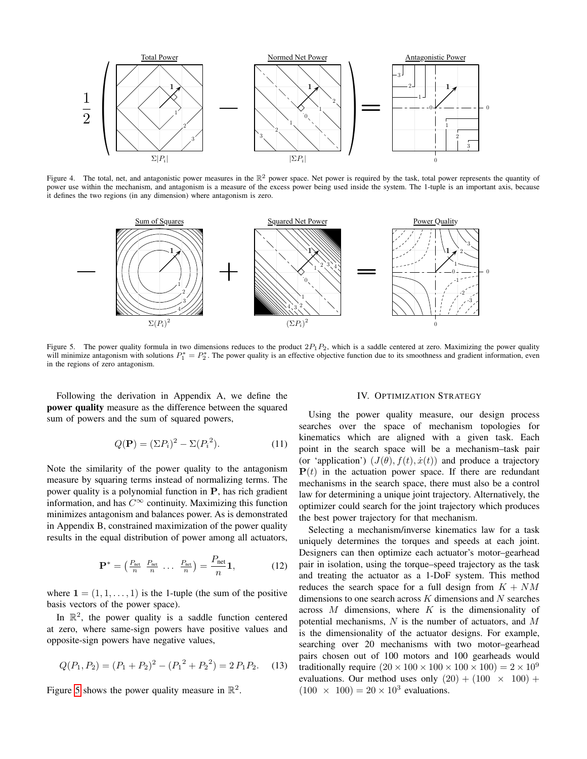Figure 4. The total, net, and antagonistic power measures in the $\mathbb{R}^2$ power space. Net power is required by the task, total power represents the quantity of power use within the mechanism, and antagonism is a measure of the excess power being used inside the system. The 1-tuple is an important axis, because it defines the two regions (in any dimension) where antagonism is zero.

Figure 5. The power quality formula in two dimensions reduces to the product $2P_1P_2$, which is a saddle centered at zero. Maximizing the power quality will minimize antagonism with solutions $P_1^* = P_2^*$. The power quality is an effective objective function due to its smoothness and gradient information, even in the regions of zero antagonism.

Following the derivation in Appendix A, we define the **power quality** measure as the difference between the squared sum of powers and the sum of squared powers,

$$Q(\mathbf{P}) = (\Sigma P_i)^2 - \Sigma({P_i}^2). \tag{11}$$

Note the similarity of the power quality to the antagonism measure by squaring terms instead of normalizing terms. The power quality is a polynomial function in $\mathbf{P}$, has rich gradient information, and has $C^\infty$ continuity. Maximizing this function minimizes antagonism and balances power. As is demonstrated in Appendix B, constrained maximization of the power quality results in the equal distribution of power among all actuators,

$$\mathbf{P}^* = \left(\tfrac{P_{\text{net}}}{n} \;\; \tfrac{P_{\text{net}}}{n} \;\; \ldots \;\; \tfrac{P_{\text{net}}}{n}\right) = \frac{P_{\text{net}}}{n}\mathbf{1}, \tag{12}$$

where $\mathbf{1} = (1, 1, \ldots, 1)$ is the 1-tuple (the sum of the positive basis vectors of the power space).

In $\mathbb{R}^2$, the power quality is a saddle function centered at zero, where same-sign powers have positive values and opposite-sign powers have negative values,

$$Q(P_1, P_2) = (P_1 + P_2)^2 - ({P_1}^2 + {P_2}^2) = 2\,P_1 P_2. \tag{13}$$

Figure 5 shows the power quality measure in $\mathbb{R}^2$.

## IV. Optimization Strategy

Using the power quality measure, our design process searches over the space of mechanism topologies for kinematics which are aligned with a given task. Each point in the search space will be a mechanism–task pair (or 'application') $(J(\theta), f(t), \dot{x}(t))$ and produce a trajectory $\mathbf{P}(t)$ in the actuation power space. If there are redundant mechanisms in the search space, there must also be a control law for determining a unique joint trajectory. Alternatively, the optimizer could search for the joint trajectory which produces the best power trajectory for that mechanism.

Selecting a mechanism/inverse kinematics law for a task uniquely determines the torques and speeds at each joint. Designers can then optimize each actuator's motor–gearhead pair in isolation, using the torque–speed trajectory as the task and treating the actuator as a 1-DoF system. This method reduces the search space for a full design from $K + NM$ dimensions to one search across $K$ dimensions and $N$ searches across $M$ dimensions, where $K$ is the dimensionality of potential mechanisms, $N$ is the number of actuators, and $M$ is the dimensionality of the actuator designs. For example, searching over 20 mechanisms with two motor–gearhead pairs chosen out of 100 motors and 100 gearheads would traditionally require $(20 \times 100 \times 100 \times 100 \times 100) = 2 \times 10^9$ evaluations. Our method uses only $(20) + (100 \times 100) + (100 \times 100) = 20 \times 10^3$ evaluations.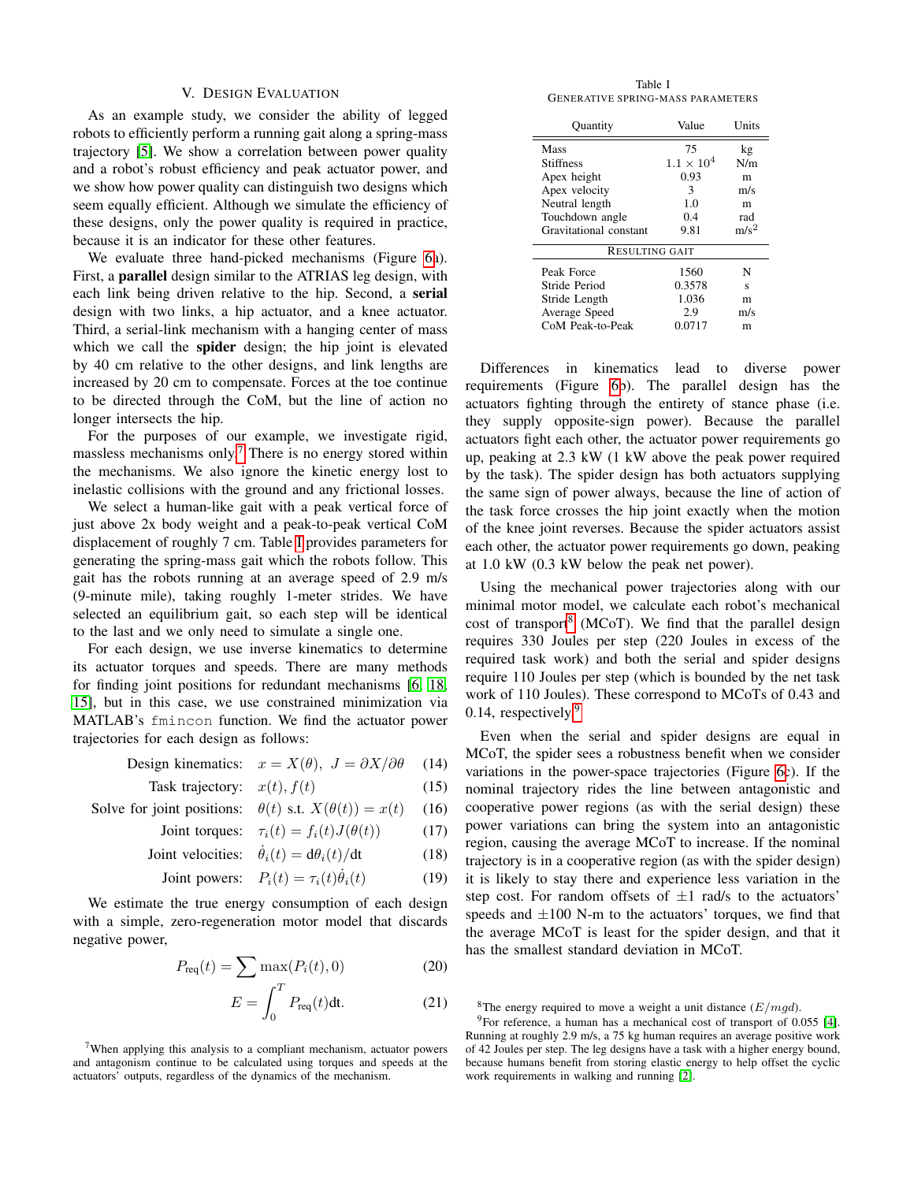## V. Design Evaluation

As an example study, we consider the ability of legged robots to efficiently perform a running gait along a spring-mass trajectory [5]. We show a correlation between power quality and a robot's robust efficiency and peak actuator power, and we show how power quality can distinguish two designs which seem equally efficient. Although we simulate the efficiency of these designs, only the power quality is required in practice, because it is an indicator for these other features.

We evaluate three hand-picked mechanisms (Figure 6a). First, a **parallel** design similar to the ATRIAS leg design, with each link being driven relative to the hip. Second, a **serial** design with two links, a hip actuator, and a knee actuator. Third, a serial-link mechanism with a hanging center of mass which we call the **spider** design; the hip joint is elevated by 40 cm relative to the other designs, and link lengths are increased by 20 cm to compensate. Forces at the toe continue to be directed through the CoM, but the line of action no longer intersects the hip.

For the purposes of our example, we investigate rigid, massless mechanisms only.[7] There is no energy stored within the mechanisms. We also ignore the kinetic energy lost to inelastic collisions with the ground and any frictional losses.

We select a human-like gait with a peak vertical force of just above 2x body weight and a peak-to-peak vertical CoM displacement of roughly 7 cm. Table I provides parameters for generating the spring-mass gait which the robots follow. This gait has the robots running at an average speed of 2.9 m/s (9-minute mile), taking roughly 1-meter strides. We have selected an equilibrium gait, so each step will be identical to the last and we only need to simulate a single one.

For each design, we use inverse kinematics to determine its actuator torques and speeds. There are many methods for finding joint positions for redundant mechanisms [6, 18, 15], but in this case, we use constrained minimization via MATLAB's `fmincon` function. We find the actuator power trajectories for each design as follows:

$$\text{Design kinematics:} \quad x = X(\theta),\ J = \partial X / \partial \theta \tag{14}$$

$$\text{Task trajectory:} \quad x(t), f(t) \tag{15}$$

$$\text{Solve for joint positions:} \quad \theta(t) \text{ s.t. } X(\theta(t)) = x(t) \tag{16}$$

$$\text{Joint torques:} \quad \tau_i(t) = f_i(t) J(\theta(t)) \tag{17}$$

$$\text{Joint velocities:} \quad \dot{\theta}_i(t) = \mathrm{d}\theta_i(t)/\mathrm{d}t \tag{18}$$

$$\text{Joint powers:} \quad P_i(t) = \tau_i(t)\dot{\theta}_i(t) \tag{19}$$

We estimate the true energy consumption of each design with a simple, zero-regeneration motor model that discards negative power,

$$P_{\text{req}}(t) = \sum \max(P_i(t), 0) \tag{20}$$

$$E = \int_0^T P_{\text{req}}(t)\mathrm{d}t. \tag{21}$$

Table I
Generative Spring-Mass Parameters

| Quantity | Value | Units |
|---|---|---|
| Mass | 75 | kg |
| Stiffness | $1.1 \times 10^4$ | N/m |
| Apex height | 0.93 | m |
| Apex velocity | 3 | m/s |
| Neutral length | 1.0 | m |
| Touchdown angle | 0.4 | rad |
| Gravitational constant | 9.81 | m/s$^2$ |
| **Resulting Gait** | | |
| Peak Force | 1560 | N |
| Stride Period | 0.3578 | s |
| Stride Length | 1.036 | m |
| Average Speed | 2.9 | m/s |
| CoM Peak-to-Peak | 0.0717 | m |

Differences in kinematics lead to diverse power requirements (Figure 6b). The parallel design has the actuators fighting through the entirety of stance phase (i.e. they supply opposite-sign power). Because the parallel actuators fight each other, the actuator power requirements go up, peaking at 2.3 kW (1 kW above the peak power required by the task). The spider design has both actuators supplying the same sign of power always, because the line of action of the task force crosses the hip joint exactly when the motion of the knee joint reverses. Because the spider actuators assist each other, the actuator power requirements go down, peaking at 1.0 kW (0.3 kW below the peak net power).

Using the mechanical power trajectories along with our minimal motor model, we calculate each robot's mechanical cost of transport[8] (MCoT). We find that the parallel design requires 330 Joules per step (220 Joules in excess of the required task work) and both the serial and spider designs require 110 Joules per step (which is bounded by the net task work of 110 Joules). These correspond to MCoTs of 0.43 and 0.14, respectively.[9]

Even when the serial and spider designs are equal in MCoT, the spider sees a robustness benefit when we consider variations in the power-space trajectories (Figure 6c). If the nominal trajectory rides the line between antagonistic and cooperative power regions (as with the serial design) these power variations can bring the system into an antagonistic region, causing the average MCoT to increase. If the nominal trajectory is in a cooperative region (as with the spider design) it is likely to stay there and experience less variation in the step cost. For random offsets of $\pm 1$ rad/s to the actuators' speeds and $\pm 100$ N-m to the actuators' torques, we find that the average MCoT is least for the spider design, and that it has the smallest standard deviation in MCoT.

---

[7] When applying this analysis to a compliant mechanism, actuator powers and antagonism continue to be calculated using torques and speeds at the actuators' outputs, regardless of the dynamics of the mechanism.

[8] The energy required to move a weight a unit distance ($E/mgd$).

[9] For reference, a human has a mechanical cost of transport of 0.055 [4]. Running at roughly 2.9 m/s, a 75 kg human requires an average positive work of 42 Joules per step. The leg designs have a task with a higher energy bound, because humans benefit from storing elastic energy to help offset the cyclic work requirements in walking and running [2].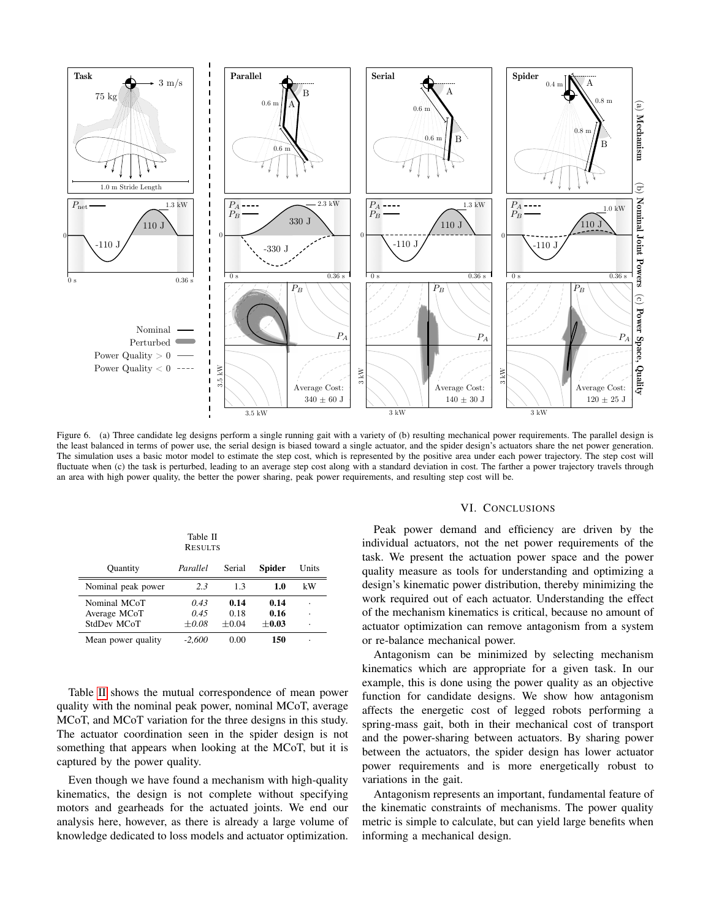Figure 6. (a) Three candidate leg designs perform a single running gait with a variety of (b) resulting mechanical power requirements. The parallel design is the least balanced in terms of power use, the serial design is biased toward a single actuator, and the spider design's actuators share the net power generation. The simulation uses a basic motor model to estimate the step cost, which is represented by the positive area under each power trajectory. The step cost will fluctuate when (c) the task is perturbed, leading to an average step cost along with a standard deviation in cost. The farther a power trajectory travels through an area with high power quality, the better the power sharing, peak power requirements, and resulting step cost will be.

Table II
RESULTS

| Quantity | *Parallel* | Serial | **Spider** | Units |
|---|---|---|---|---|
| Nominal peak power | *2.3* | 1.3 | **1.0** | kW |
| Nominal MCoT | *0.43* | **0.14** | **0.14** | · |
| Average MCoT | *0.45* | 0.18 | **0.16** | · |
| StdDev MCoT | *±0.08* | ±0.04 | **±0.03** | · |
| Mean power quality | *-2,600* | 0.00 | **150** | · |

Table II shows the mutual correspondence of mean power quality with the nominal peak power, nominal MCoT, average MCoT, and MCoT variation for the three designs in this study. The actuator coordination seen in the spider design is not something that appears when looking at the MCoT, but it is captured by the power quality.

Even though we have found a mechanism with high-quality kinematics, the design is not complete without specifying motors and gearheads for the actuated joints. We end our analysis here, however, as there is already a large volume of knowledge dedicated to loss models and actuator optimization.

## VI. CONCLUSIONS

Peak power demand and efficiency are driven by the individual actuators, not the net power requirements of the task. We present the actuation power space and the power quality measure as tools for understanding and optimizing a design's kinematic power distribution, thereby minimizing the work required out of each actuator. Understanding the effect of the mechanism kinematics is critical, because no amount of actuator optimization can remove antagonism from a system or re-balance mechanical power.

Antagonism can be minimized by selecting mechanism kinematics which are appropriate for a given task. In our example, this is done using the power quality as an objective function for candidate designs. We show how antagonism affects the energetic cost of legged robots performing a spring-mass gait, both in their mechanical cost of transport and the power-sharing between actuators. By sharing power between the actuators, the spider design has lower actuator power requirements and is more energetically robust to variations in the gait.

Antagonism represents an important, fundamental feature of the kinematic constraints of mechanisms. The power quality metric is simple to calculate, but can yield large benefits when informing a mechanical design.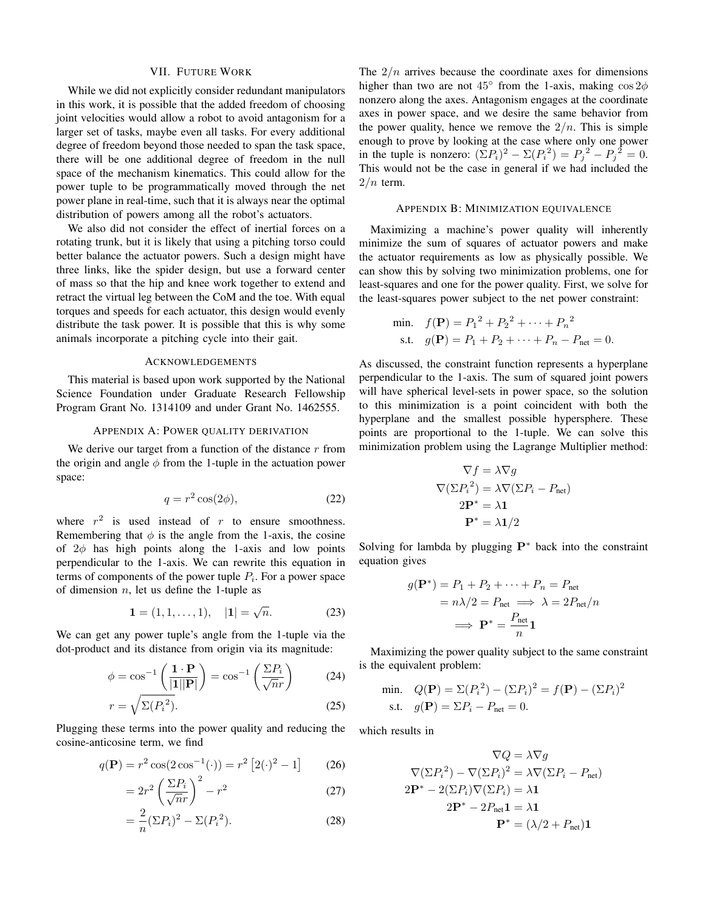## VII. Future Work

While we did not explicitly consider redundant manipulators in this work, it is possible that the added freedom of choosing joint velocities would allow a robot to avoid antagonism for a larger set of tasks, maybe even all tasks. For every additional degree of freedom beyond those needed to span the task space, there will be one additional degree of freedom in the null space of the mechanism kinematics. This could allow for the power tuple to be programmatically moved through the net power plane in real-time, such that it is always near the optimal distribution of powers among all the robot's actuators.

We also did not consider the effect of inertial forces on a rotating trunk, but it is likely that using a pitching torso could better balance the actuator powers. Such a design might have three links, like the spider design, but use a forward center of mass so that the hip and knee work together to extend and retract the virtual leg between the CoM and the toe. With equal torques and speeds for each actuator, this design would evenly distribute the task power. It is possible that this is why some animals incorporate a pitching cycle into their gait.

## Acknowledgements

This material is based upon work supported by the National Science Foundation under Graduate Research Fellowship Program Grant No. 1314109 and under Grant No. 1462555.

## Appendix A: Power quality derivation

We derive our target from a function of the distance $r$ from the origin and angle $\phi$ from the 1-tuple in the actuation power space:

$$q = r^2 \cos(2\phi), \tag{22}$$

where $r^2$ is used instead of $r$ to ensure smoothness. Remembering that $\phi$ is the angle from the 1-axis, the cosine of $2\phi$ has high points along the 1-axis and low points perpendicular to the 1-axis. We can rewrite this equation in terms of components of the power tuple $P_i$. For a power space of dimension $n$, let us define the 1-tuple as

$$\mathbf{1} = (1, 1, \ldots, 1), \quad |\mathbf{1}| = \sqrt{n}. \tag{23}$$

We can get any power tuple's angle from the 1-tuple via the dot-product and its distance from origin via its magnitude:

$$\phi = \cos^{-1}\left(\frac{\mathbf{1} \cdot \mathbf{P}}{|\mathbf{1}||\mathbf{P}|}\right) = \cos^{-1}\left(\frac{\Sigma P_i}{\sqrt{n} r}\right) \tag{24}$$

$$r = \sqrt{\Sigma({P_i}^2)}. \tag{25}$$

Plugging these terms into the power quality and reducing the cosine-anticosine term, we find

$$q(\mathbf{P}) = r^2 \cos(2\cos^{-1}(\cdot)) = r^2\left[2(\cdot)^2 - 1\right] \tag{26}$$

$$= 2r^2\left(\frac{\Sigma P_i}{\sqrt{n} r}\right)^2 - r^2 \tag{27}$$

$$= \frac{2}{n}(\Sigma P_i)^2 - \Sigma({P_i}^2). \tag{28}$$

The $2/n$ arrives because the coordinate axes for dimensions higher than two are not $45^\circ$ from the 1-axis, making $\cos 2\phi$ nonzero along the axes. Antagonism engages at the coordinate axes in power space, and we desire the same behavior from the power quality, hence we remove the $2/n$. This is simple enough to prove by looking at the case where only one power in the tuple is nonzero: $(\Sigma P_i)^2 - \Sigma({P_i}^2) = {P_j}^2 - {P_j}^2 = 0$. This would not be the case in general if we had included the $2/n$ term.

## Appendix B: Minimization equivalence

Maximizing a machine's power quality will inherently minimize the sum of squares of actuator powers and make the actuator requirements as low as physically possible. We can show this by solving two minimization problems, one for least-squares and one for the power quality. First, we solve for the least-squares power subject to the net power constraint:

$$\begin{aligned} \text{min.} \quad & f(\mathbf{P}) = {P_1}^2 + {P_2}^2 + \cdots + {P_n}^2 \\ \text{s.t.} \quad & g(\mathbf{P}) = P_1 + P_2 + \cdots + P_n - P_{\text{net}} = 0. \end{aligned}$$

As discussed, the constraint function represents a hyperplane perpendicular to the 1-axis. The sum of squared joint powers will have spherical level-sets in power space, so the solution to this minimization is a point coincident with both the hyperplane and the smallest possible hypersphere. These points are proportional to the 1-tuple. We can solve this minimization problem using the Lagrange Multiplier method:

$$\begin{aligned} \nabla f &= \lambda \nabla g \\ \nabla(\Sigma {P_i}^2) &= \lambda \nabla(\Sigma P_i - P_{\text{net}}) \\ 2\mathbf{P}^* &= \lambda \mathbf{1} \\ \mathbf{P}^* &= \lambda \mathbf{1}/2 \end{aligned}$$

Solving for lambda by plugging $\mathbf{P}^*$ back into the constraint equation gives

$$\begin{aligned} g(\mathbf{P}^*) &= P_1 + P_2 + \cdots + P_n = P_{\text{net}} \\ &= n\lambda/2 = P_{\text{net}} \implies \lambda = 2P_{\text{net}}/n \\ &\implies \mathbf{P}^* = \frac{P_{\text{net}}}{n}\mathbf{1} \end{aligned}$$

Maximizing the power quality subject to the same constraint is the equivalent problem:

$$\begin{aligned} \text{min.} \quad & Q(\mathbf{P}) = \Sigma({P_i}^2) - (\Sigma P_i)^2 = f(\mathbf{P}) - (\Sigma P_i)^2 \\ \text{s.t.} \quad & g(\mathbf{P}) = \Sigma P_i - P_{\text{net}} = 0. \end{aligned}$$

which results in

$$\begin{aligned} \nabla Q &= \lambda \nabla g \\ \nabla(\Sigma {P_i}^2) - \nabla(\Sigma P_i)^2 &= \lambda \nabla(\Sigma P_i - P_{\text{net}}) \\ 2\mathbf{P}^* - 2(\Sigma P_i)\nabla(\Sigma P_i) &= \lambda \mathbf{1} \\ 2\mathbf{P}^* - 2P_{\text{net}}\mathbf{1} &= \lambda \mathbf{1} \\ \mathbf{P}^* &= (\lambda/2 + P_{\text{net}})\mathbf{1} \end{aligned}$$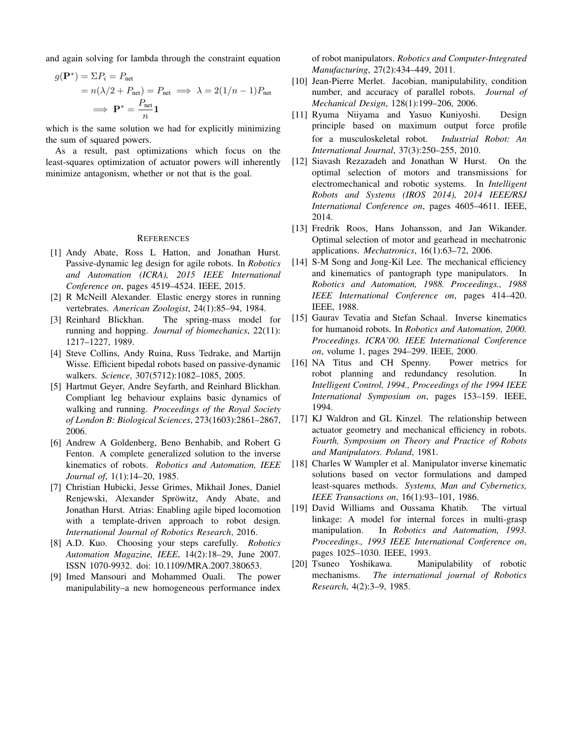and again solving for lambda through the constraint equation

$$
\begin{aligned}
g(\mathbf{P}^*) &= \Sigma P_i = P_{\text{net}} \\
&= n(\lambda/2 + P_{\text{net}}) = P_{\text{net}} \implies \lambda = 2(1/n - 1)P_{\text{net}} \\
&\implies \mathbf{P}^* = \frac{P_{\text{net}}}{n}\mathbf{1}
\end{aligned}
$$

which is the same solution we had for explicitly minimizing the sum of squared powers.

As a result, past optimizations which focus on the least-squares optimization of actuator powers will inherently minimize antagonism, whether or not that is the goal.

## References

[1] Andy Abate, Ross L Hatton, and Jonathan Hurst. Passive-dynamic leg design for agile robots. In *Robotics and Automation (ICRA), 2015 IEEE International Conference on*, pages 4519–4524. IEEE, 2015.

[2] R McNeill Alexander. Elastic energy stores in running vertebrates. *American Zoologist*, 24(1):85–94, 1984.

[3] Reinhard Blickhan. The spring-mass model for running and hopping. *Journal of biomechanics*, 22(11): 1217–1227, 1989.

[4] Steve Collins, Andy Ruina, Russ Tedrake, and Martijn Wisse. Efficient bipedal robots based on passive-dynamic walkers. *Science*, 307(5712):1082–1085, 2005.

[5] Hartmut Geyer, Andre Seyfarth, and Reinhard Blickhan. Compliant leg behaviour explains basic dynamics of walking and running. *Proceedings of the Royal Society of London B: Biological Sciences*, 273(1603):2861–2867, 2006.

[6] Andrew A Goldenberg, Beno Benhabib, and Robert G Fenton. A complete generalized solution to the inverse kinematics of robots. *Robotics and Automation, IEEE Journal of*, 1(1):14–20, 1985.

[7] Christian Hubicki, Jesse Grimes, Mikhail Jones, Daniel Renjewski, Alexander Spröwitz, Andy Abate, and Jonathan Hurst. Atrias: Enabling agile biped locomotion with a template-driven approach to robot design. *International Journal of Robotics Research*, 2016.

[8] A.D. Kuo. Choosing your steps carefully. *Robotics Automation Magazine, IEEE*, 14(2):18–29, June 2007. ISSN 1070-9932. doi: 10.1109/MRA.2007.380653.

[9] Imed Mansouri and Mohammed Ouali. The power manipulability–a new homogeneous performance index of robot manipulators. *Robotics and Computer-Integrated Manufacturing*, 27(2):434–449, 2011.

[10] Jean-Pierre Merlet. Jacobian, manipulability, condition number, and accuracy of parallel robots. *Journal of Mechanical Design*, 128(1):199–206, 2006.

[11] Ryuma Niiyama and Yasuo Kuniyoshi. Design principle based on maximum output force profile for a musculoskeletal robot. *Industrial Robot: An International Journal*, 37(3):250–255, 2010.

[12] Siavash Rezazadeh and Jonathan W Hurst. On the optimal selection of motors and transmissions for electromechanical and robotic systems. In *Intelligent Robots and Systems (IROS 2014), 2014 IEEE/RSJ International Conference on*, pages 4605–4611. IEEE, 2014.

[13] Fredrik Roos, Hans Johansson, and Jan Wikander. Optimal selection of motor and gearhead in mechatronic applications. *Mechatronics*, 16(1):63–72, 2006.

[14] S-M Song and Jong-Kil Lee. The mechanical efficiency and kinematics of pantograph type manipulators. In *Robotics and Automation, 1988. Proceedings., 1988 IEEE International Conference on*, pages 414–420. IEEE, 1988.

[15] Gaurav Tevatia and Stefan Schaal. Inverse kinematics for humanoid robots. In *Robotics and Automation, 2000. Proceedings. ICRA'00. IEEE International Conference on*, volume 1, pages 294–299. IEEE, 2000.

[16] NA Titus and CH Spenny. Power metrics for robot planning and redundancy resolution. In *Intelligent Control, 1994., Proceedings of the 1994 IEEE International Symposium on*, pages 153–159. IEEE, 1994.

[17] KJ Waldron and GL Kinzel. The relationship between actuator geometry and mechanical efficiency in robots. *Fourth, Symposium on Theory and Practice of Robots and Manipulators. Poland*, 1981.

[18] Charles W Wampler et al. Manipulator inverse kinematic solutions based on vector formulations and damped least-squares methods. *Systems, Man and Cybernetics, IEEE Transactions on*, 16(1):93–101, 1986.

[19] David Williams and Oussama Khatib. The virtual linkage: A model for internal forces in multi-grasp manipulation. In *Robotics and Automation, 1993. Proceedings., 1993 IEEE International Conference on*, pages 1025–1030. IEEE, 1993.

[20] Tsuneo Yoshikawa. Manipulability of robotic mechanisms. *The international journal of Robotics Research*, 4(2):3–9, 1985.